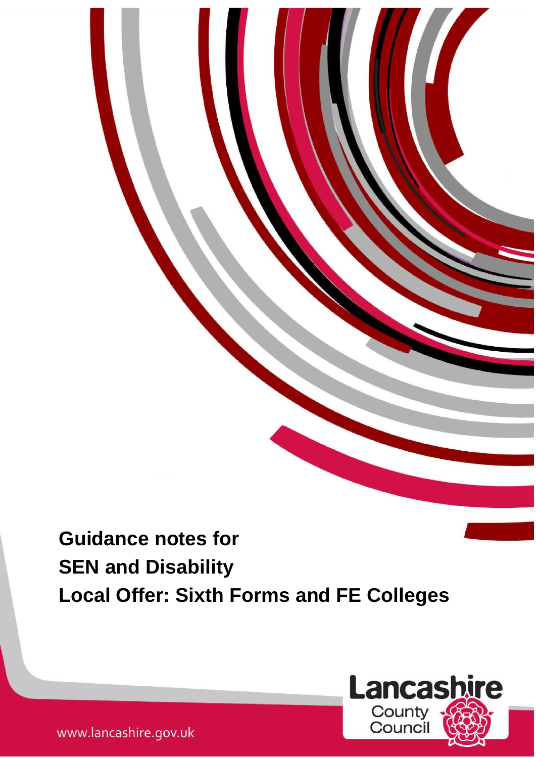# Guidance notes for SEN and Disability Local Offer: Sixth Forms and FE Colleges

Lancashire County Council

www.lancashire.gov.uk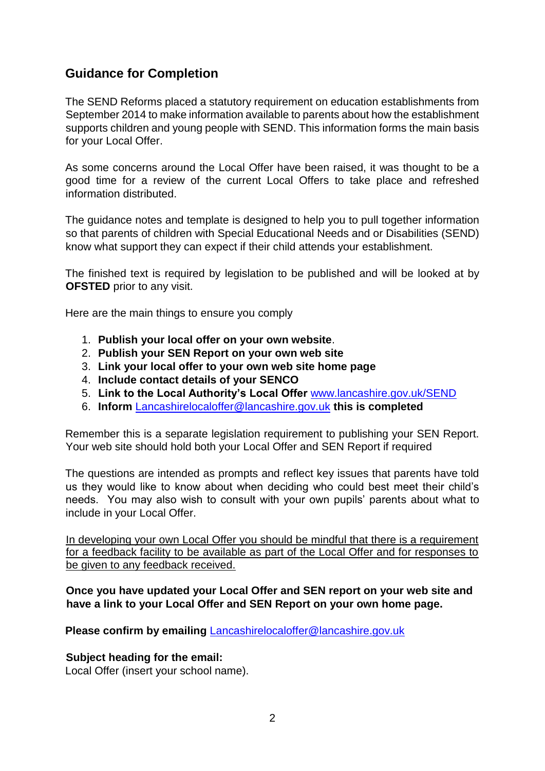## Guidance for Completion

The SEND Reforms placed a statutory requirement on education establishments from September 2014 to make information available to parents about how the establishment supports children and young people with SEND. This information forms the main basis for your Local Offer.

As some concerns around the Local Offer have been raised, it was thought to be a good time for a review of the current Local Offers to take place and refreshed information distributed.

The guidance notes and template is designed to help you to pull together information so that parents of children with Special Educational Needs and or Disabilities (SEND) know what support they can expect if their child attends your establishment.

The finished text is required by legislation to be published and will be looked at by **OFSTED** prior to any visit.

Here are the main things to ensure you comply

1. **Publish your local offer on your own website**.
2. **Publish your SEN Report on your own web site**
3. **Link your local offer to your own web site home page**
4. **Include contact details of your SENCO**
5. **Link to the Local Authority's Local Offer** [www.lancashire.gov.uk/SEND](www.lancashire.gov.uk/SEND)
6. **Inform** [Lancashirelocaloffer@lancashire.gov.uk](mailto:Lancashirelocaloffer@lancashire.gov.uk) **this is completed**

Remember this is a separate legislation requirement to publishing your SEN Report. Your web site should hold both your Local Offer and SEN Report if required

The questions are intended as prompts and reflect key issues that parents have told us they would like to know about when deciding who could best meet their child's needs. You may also wish to consult with your own pupils' parents about what to include in your Local Offer.

<u>In developing your own Local Offer you should be mindful that there is a requirement for a feedback facility to be available as part of the Local Offer and for responses to be given to any feedback received.</u>

**Once you have updated your Local Offer and SEN report on your web site and have a link to your Local Offer and SEN Report on your own home page.**

**Please confirm by emailing** [Lancashirelocaloffer@lancashire.gov.uk](mailto:Lancashirelocaloffer@lancashire.gov.uk)

**Subject heading for the email:**
Local Offer (insert your school name).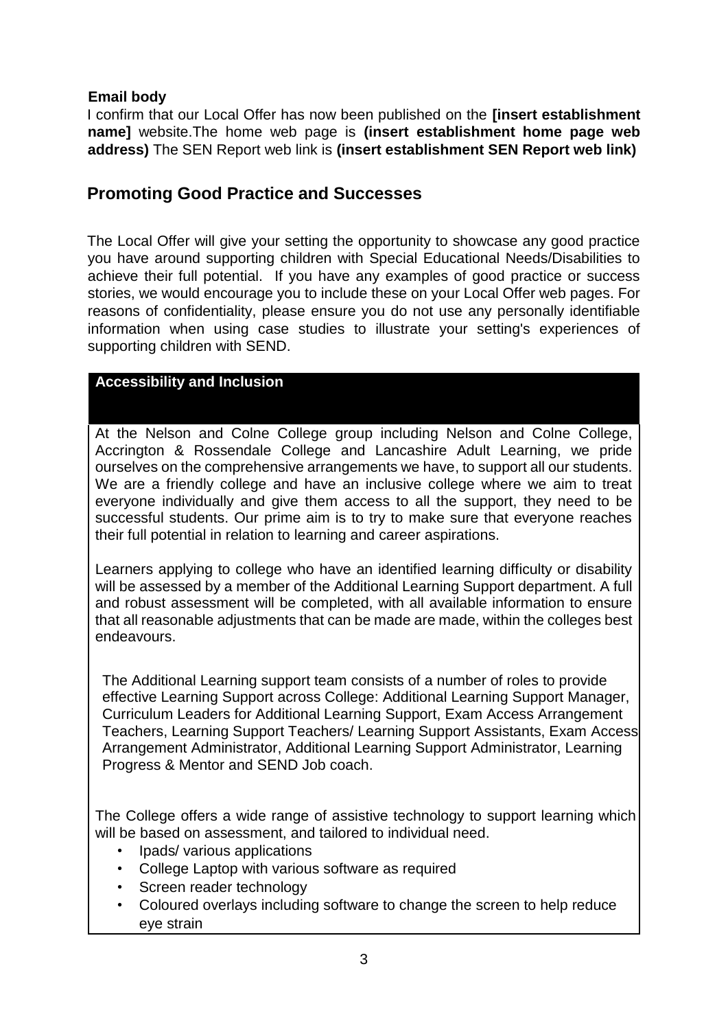**Email body**

I confirm that our Local Offer has now been published on the **[insert establishment name]** website.The home web page is **(insert establishment home page web address)** The SEN Report web link is **(insert establishment SEN Report web link)**

## Promoting Good Practice and Successes

The Local Offer will give your setting the opportunity to showcase any good practice you have around supporting children with Special Educational Needs/Disabilities to achieve their full potential. If you have any examples of good practice or success stories, we would encourage you to include these on your Local Offer web pages. For reasons of confidentiality, please ensure you do not use any personally identifiable information when using case studies to illustrate your setting's experiences of supporting children with SEND.

### Accessibility and Inclusion

At the Nelson and Colne College group including Nelson and Colne College, Accrington & Rossendale College and Lancashire Adult Learning, we pride ourselves on the comprehensive arrangements we have, to support all our students. We are a friendly college and have an inclusive college where we aim to treat everyone individually and give them access to all the support, they need to be successful students. Our prime aim is to try to make sure that everyone reaches their full potential in relation to learning and career aspirations.

Learners applying to college who have an identified learning difficulty or disability will be assessed by a member of the Additional Learning Support department. A full and robust assessment will be completed, with all available information to ensure that all reasonable adjustments that can be made are made, within the colleges best endeavours.

The Additional Learning support team consists of a number of roles to provide effective Learning Support across College: Additional Learning Support Manager, Curriculum Leaders for Additional Learning Support, Exam Access Arrangement Teachers, Learning Support Teachers/ Learning Support Assistants, Exam Access Arrangement Administrator, Additional Learning Support Administrator, Learning Progress & Mentor and SEND Job coach.

The College offers a wide range of assistive technology to support learning which will be based on assessment, and tailored to individual need.

- Ipads/ various applications
- College Laptop with various software as required
- Screen reader technology
- Coloured overlays including software to change the screen to help reduce eye strain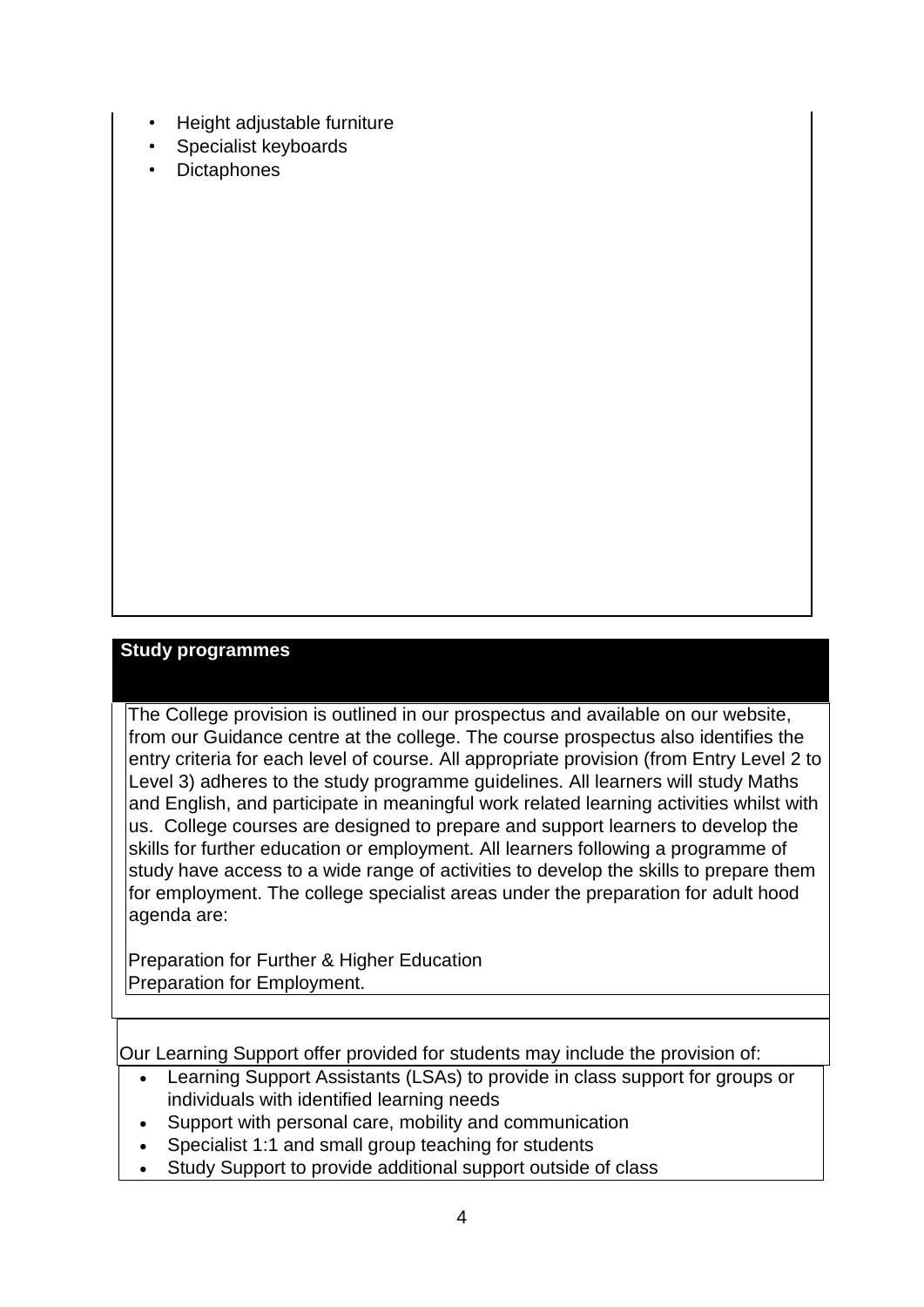- Height adjustable furniture
- Specialist keyboards
- Dictaphones

## Study programmes

The College provision is outlined in our prospectus and available on our website, from our Guidance centre at the college. The course prospectus also identifies the entry criteria for each level of course. All appropriate provision (from Entry Level 2 to Level 3) adheres to the study programme guidelines. All learners will study Maths and English, and participate in meaningful work related learning activities whilst with us. College courses are designed to prepare and support learners to develop the skills for further education or employment. All learners following a programme of study have access to a wide range of activities to develop the skills to prepare them for employment. The college specialist areas under the preparation for adult hood agenda are:

Preparation for Further & Higher Education
Preparation for Employment.

Our Learning Support offer provided for students may include the provision of:

- Learning Support Assistants (LSAs) to provide in class support for groups or individuals with identified learning needs
- Support with personal care, mobility and communication
- Specialist 1:1 and small group teaching for students
- Study Support to provide additional support outside of class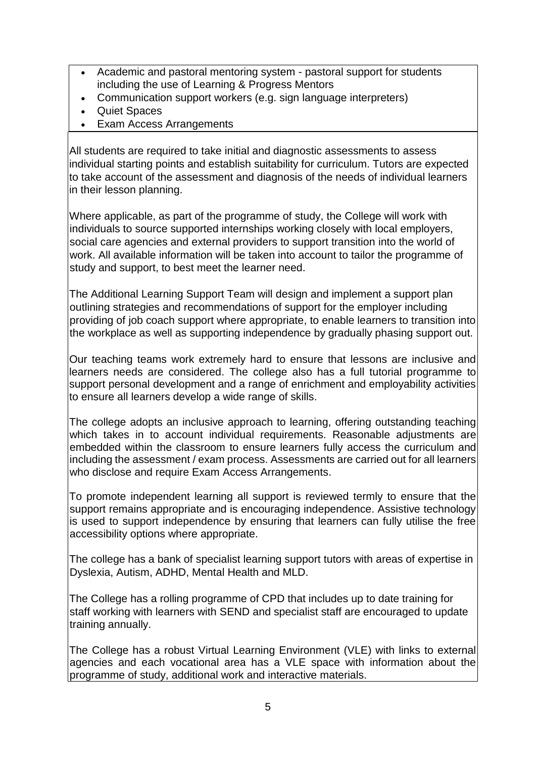- Academic and pastoral mentoring system - pastoral support for students including the use of Learning & Progress Mentors
- Communication support workers (e.g. sign language interpreters)
- Quiet Spaces
- Exam Access Arrangements

All students are required to take initial and diagnostic assessments to assess individual starting points and establish suitability for curriculum. Tutors are expected to take account of the assessment and diagnosis of the needs of individual learners in their lesson planning.

Where applicable, as part of the programme of study, the College will work with individuals to source supported internships working closely with local employers, social care agencies and external providers to support transition into the world of work. All available information will be taken into account to tailor the programme of study and support, to best meet the learner need.

The Additional Learning Support Team will design and implement a support plan outlining strategies and recommendations of support for the employer including providing of job coach support where appropriate, to enable learners to transition into the workplace as well as supporting independence by gradually phasing support out.

Our teaching teams work extremely hard to ensure that lessons are inclusive and learners needs are considered. The college also has a full tutorial programme to support personal development and a range of enrichment and employability activities to ensure all learners develop a wide range of skills.

The college adopts an inclusive approach to learning, offering outstanding teaching which takes in to account individual requirements. Reasonable adjustments are embedded within the classroom to ensure learners fully access the curriculum and including the assessment / exam process. Assessments are carried out for all learners who disclose and require Exam Access Arrangements.

To promote independent learning all support is reviewed termly to ensure that the support remains appropriate and is encouraging independence. Assistive technology is used to support independence by ensuring that learners can fully utilise the free accessibility options where appropriate.

The college has a bank of specialist learning support tutors with areas of expertise in Dyslexia, Autism, ADHD, Mental Health and MLD.

The College has a rolling programme of CPD that includes up to date training for staff working with learners with SEND and specialist staff are encouraged to update training annually.

The College has a robust Virtual Learning Environment (VLE) with links to external agencies and each vocational area has a VLE space with information about the programme of study, additional work and interactive materials.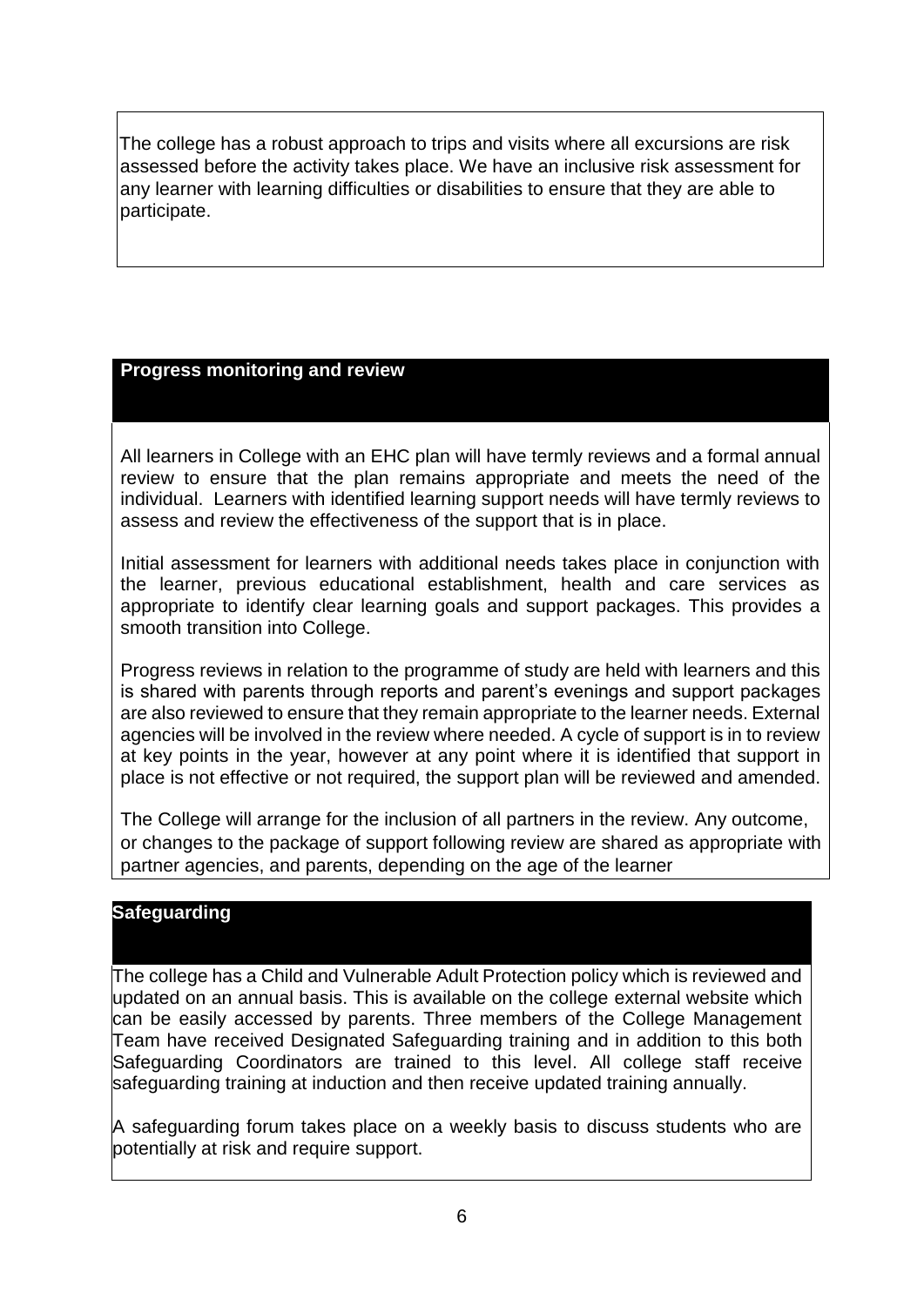The college has a robust approach to trips and visits where all excursions are risk assessed before the activity takes place. We have an inclusive risk assessment for any learner with learning difficulties or disabilities to ensure that they are able to participate.

## Progress monitoring and review

All learners in College with an EHC plan will have termly reviews and a formal annual review to ensure that the plan remains appropriate and meets the need of the individual. Learners with identified learning support needs will have termly reviews to assess and review the effectiveness of the support that is in place.

Initial assessment for learners with additional needs takes place in conjunction with the learner, previous educational establishment, health and care services as appropriate to identify clear learning goals and support packages. This provides a smooth transition into College.

Progress reviews in relation to the programme of study are held with learners and this is shared with parents through reports and parent's evenings and support packages are also reviewed to ensure that they remain appropriate to the learner needs. External agencies will be involved in the review where needed. A cycle of support is in to review at key points in the year, however at any point where it is identified that support in place is not effective or not required, the support plan will be reviewed and amended.

The College will arrange for the inclusion of all partners in the review. Any outcome, or changes to the package of support following review are shared as appropriate with partner agencies, and parents, depending on the age of the learner

## Safeguarding

The college has a Child and Vulnerable Adult Protection policy which is reviewed and updated on an annual basis. This is available on the college external website which can be easily accessed by parents. Three members of the College Management Team have received Designated Safeguarding training and in addition to this both Safeguarding Coordinators are trained to this level. All college staff receive safeguarding training at induction and then receive updated training annually.

A safeguarding forum takes place on a weekly basis to discuss students who are potentially at risk and require support.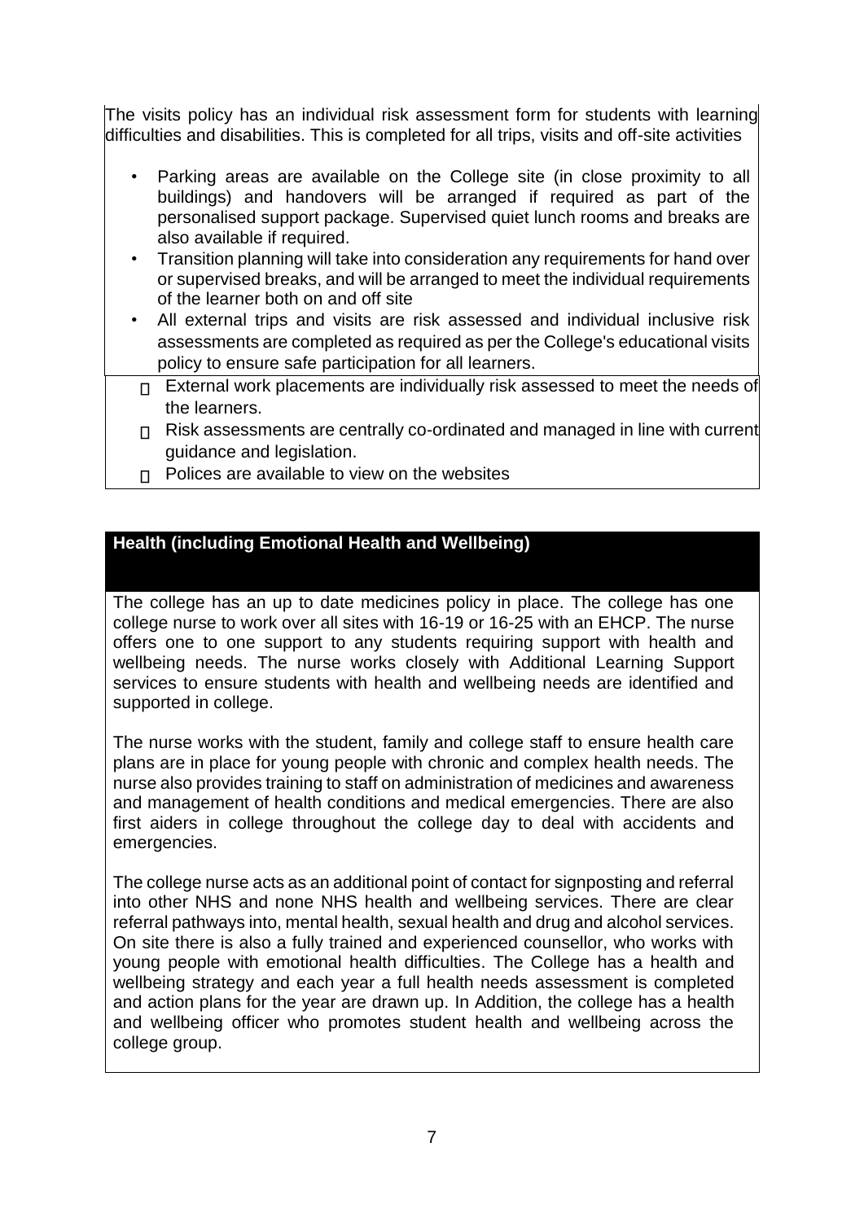The visits policy has an individual risk assessment form for students with learning difficulties and disabilities. This is completed for all trips, visits and off-site activities

- Parking areas are available on the College site (in close proximity to all buildings) and handovers will be arranged if required as part of the personalised support package. Supervised quiet lunch rooms and breaks are also available if required.
- Transition planning will take into consideration any requirements for hand over or supervised breaks, and will be arranged to meet the individual requirements of the learner both on and off site
- All external trips and visits are risk assessed and individual inclusive risk assessments are completed as required as per the College's educational visits policy to ensure safe participation for all learners.
- External work placements are individually risk assessed to meet the needs of the learners.
- Risk assessments are centrally co-ordinated and managed in line with current guidance and legislation.
- Polices are available to view on the websites

## Health (including Emotional Health and Wellbeing)

The college has an up to date medicines policy in place. The college has one college nurse to work over all sites with 16-19 or 16-25 with an EHCP. The nurse offers one to one support to any students requiring support with health and wellbeing needs. The nurse works closely with Additional Learning Support services to ensure students with health and wellbeing needs are identified and supported in college.

The nurse works with the student, family and college staff to ensure health care plans are in place for young people with chronic and complex health needs. The nurse also provides training to staff on administration of medicines and awareness and management of health conditions and medical emergencies. There are also first aiders in college throughout the college day to deal with accidents and emergencies.

The college nurse acts as an additional point of contact for signposting and referral into other NHS and none NHS health and wellbeing services. There are clear referral pathways into, mental health, sexual health and drug and alcohol services. On site there is also a fully trained and experienced counsellor, who works with young people with emotional health difficulties. The College has a health and wellbeing strategy and each year a full health needs assessment is completed and action plans for the year are drawn up. In Addition, the college has a health and wellbeing officer who promotes student health and wellbeing across the college group.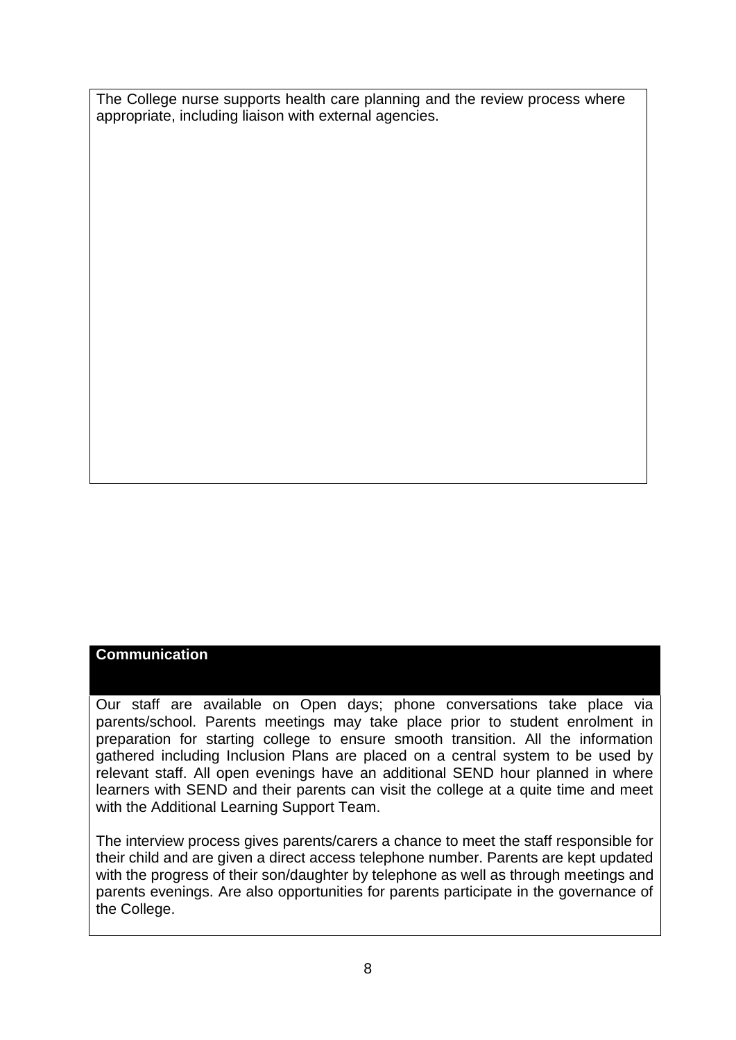The College nurse supports health care planning and the review process where appropriate, including liaison with external agencies.

## Communication

Our staff are available on Open days; phone conversations take place via parents/school. Parents meetings may take place prior to student enrolment in preparation for starting college to ensure smooth transition. All the information gathered including Inclusion Plans are placed on a central system to be used by relevant staff. All open evenings have an additional SEND hour planned in where learners with SEND and their parents can visit the college at a quite time and meet with the Additional Learning Support Team.

The interview process gives parents/carers a chance to meet the staff responsible for their child and are given a direct access telephone number. Parents are kept updated with the progress of their son/daughter by telephone as well as through meetings and parents evenings. Are also opportunities for parents participate in the governance of the College.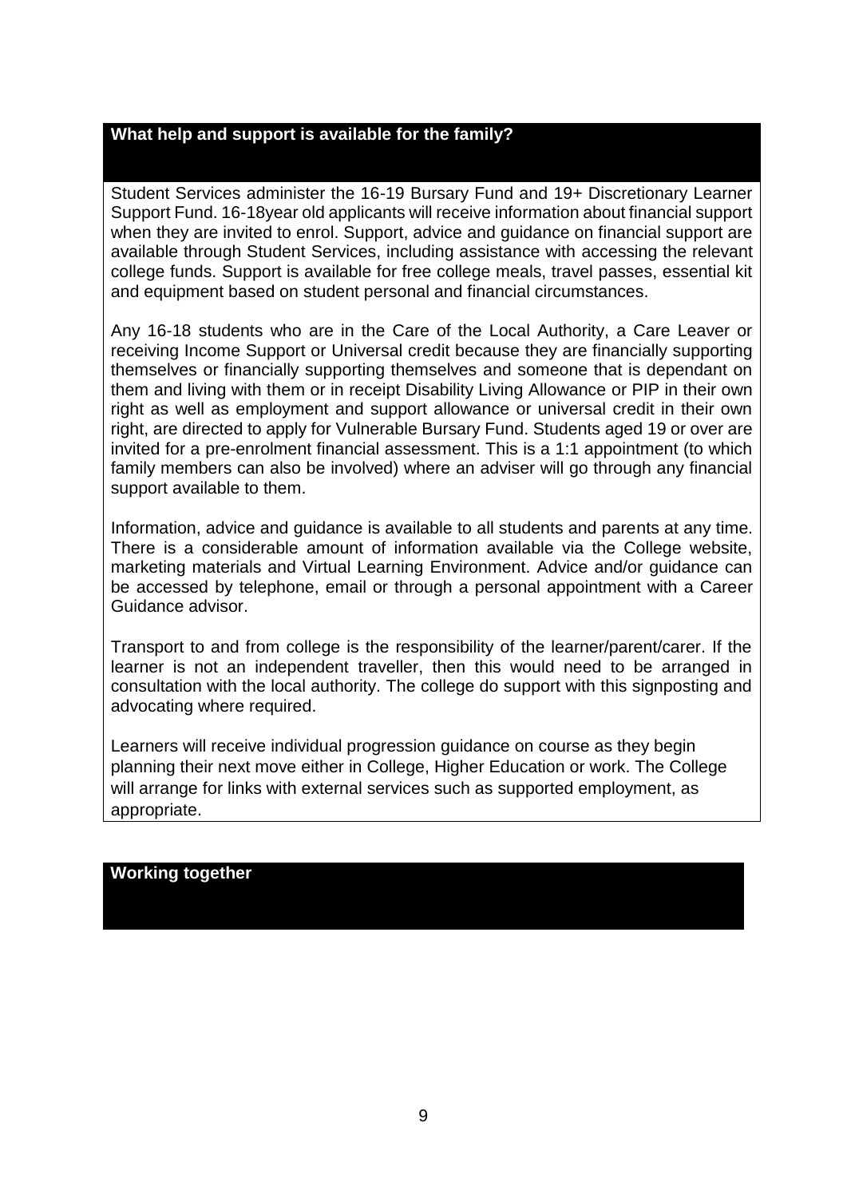## What help and support is available for the family?

Student Services administer the 16-19 Bursary Fund and 19+ Discretionary Learner Support Fund. 16-18year old applicants will receive information about financial support when they are invited to enrol. Support, advice and guidance on financial support are available through Student Services, including assistance with accessing the relevant college funds. Support is available for free college meals, travel passes, essential kit and equipment based on student personal and financial circumstances.

Any 16-18 students who are in the Care of the Local Authority, a Care Leaver or receiving Income Support or Universal credit because they are financially supporting themselves or financially supporting themselves and someone that is dependant on them and living with them or in receipt Disability Living Allowance or PIP in their own right as well as employment and support allowance or universal credit in their own right, are directed to apply for Vulnerable Bursary Fund. Students aged 19 or over are invited for a pre-enrolment financial assessment. This is a 1:1 appointment (to which family members can also be involved) where an adviser will go through any financial support available to them.

Information, advice and guidance is available to all students and parents at any time. There is a considerable amount of information available via the College website, marketing materials and Virtual Learning Environment. Advice and/or guidance can be accessed by telephone, email or through a personal appointment with a Career Guidance advisor.

Transport to and from college is the responsibility of the learner/parent/carer. If the learner is not an independent traveller, then this would need to be arranged in consultation with the local authority. The college do support with this signposting and advocating where required.

Learners will receive individual progression guidance on course as they begin planning their next move either in College, Higher Education or work. The College will arrange for links with external services such as supported employment, as appropriate.

## Working together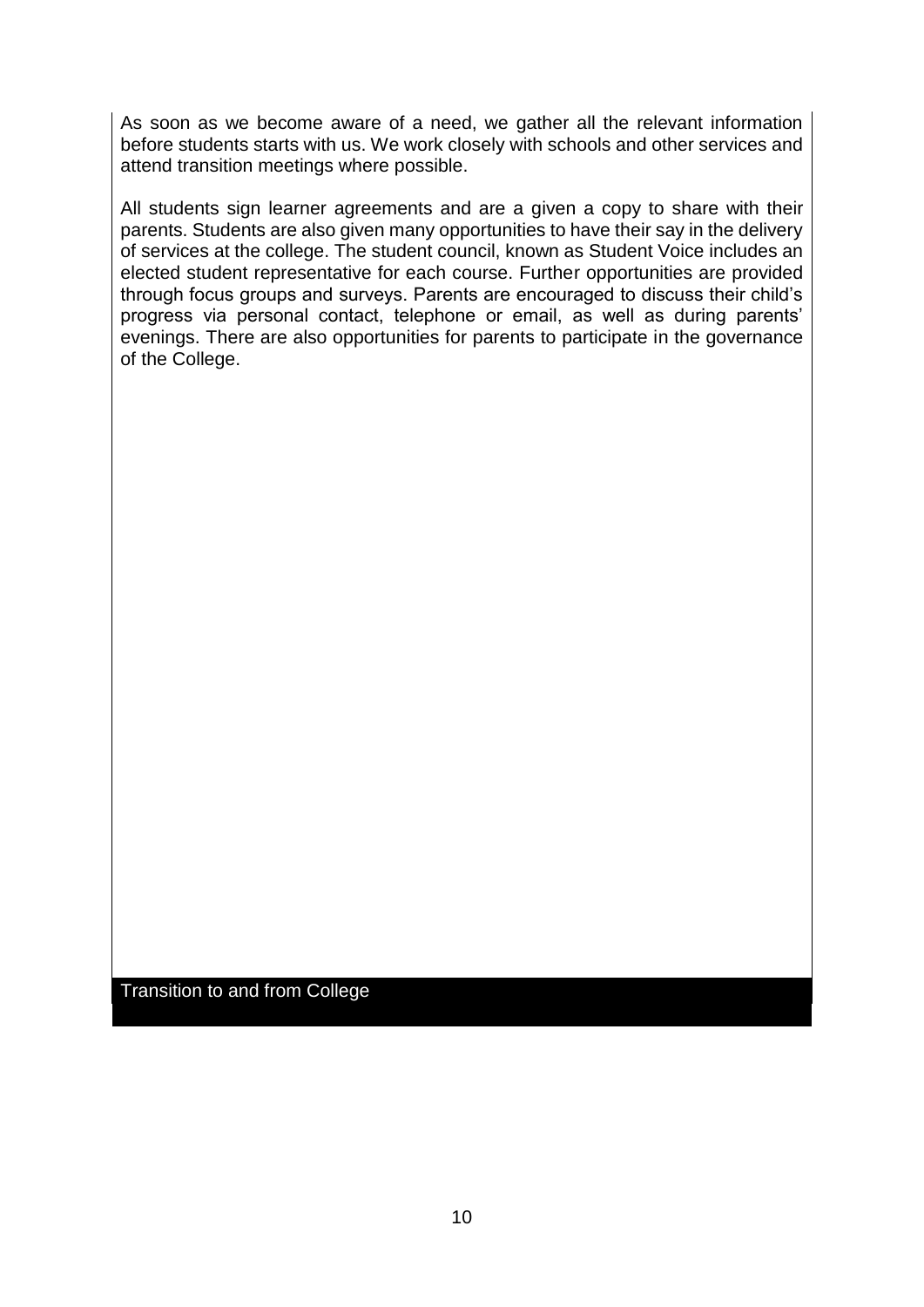As soon as we become aware of a need, we gather all the relevant information before students starts with us. We work closely with schools and other services and attend transition meetings where possible.

All students sign learner agreements and are a given a copy to share with their parents. Students are also given many opportunities to have their say in the delivery of services at the college. The student council, known as Student Voice includes an elected student representative for each course. Further opportunities are provided through focus groups and surveys. Parents are encouraged to discuss their child's progress via personal contact, telephone or email, as well as during parents' evenings. There are also opportunities for parents to participate in the governance of the College.

## Transition to and from College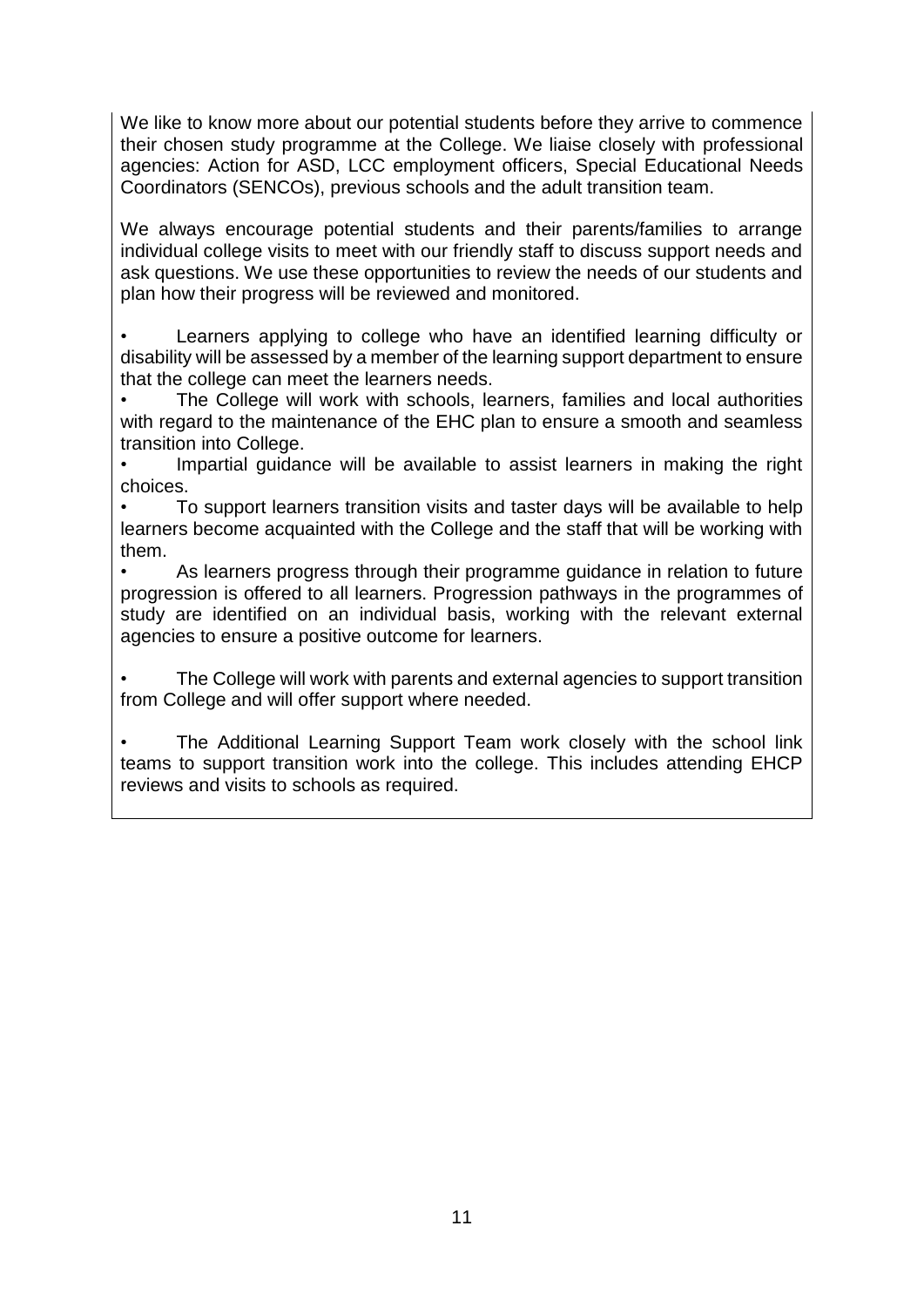We like to know more about our potential students before they arrive to commence their chosen study programme at the College. We liaise closely with professional agencies: Action for ASD, LCC employment officers, Special Educational Needs Coordinators (SENCOs), previous schools and the adult transition team.

We always encourage potential students and their parents/families to arrange individual college visits to meet with our friendly staff to discuss support needs and ask questions. We use these opportunities to review the needs of our students and plan how their progress will be reviewed and monitored.

- Learners applying to college who have an identified learning difficulty or disability will be assessed by a member of the learning support department to ensure that the college can meet the learners needs.
- The College will work with schools, learners, families and local authorities with regard to the maintenance of the EHC plan to ensure a smooth and seamless transition into College.
- Impartial guidance will be available to assist learners in making the right choices.
- To support learners transition visits and taster days will be available to help learners become acquainted with the College and the staff that will be working with them.
- As learners progress through their programme guidance in relation to future progression is offered to all learners. Progression pathways in the programmes of study are identified on an individual basis, working with the relevant external agencies to ensure a positive outcome for learners.

- The College will work with parents and external agencies to support transition from College and will offer support where needed.

- The Additional Learning Support Team work closely with the school link teams to support transition work into the college. This includes attending EHCP reviews and visits to schools as required.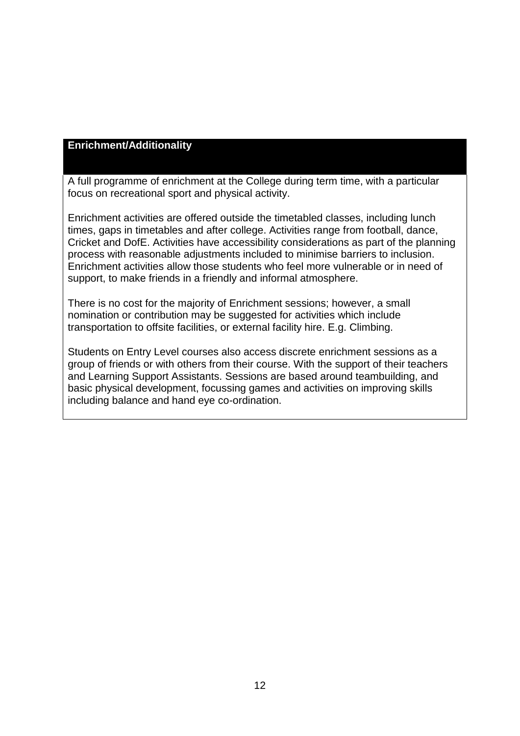## Enrichment/Additionality

A full programme of enrichment at the College during term time, with a particular focus on recreational sport and physical activity.

Enrichment activities are offered outside the timetabled classes, including lunch times, gaps in timetables and after college. Activities range from football, dance, Cricket and DofE. Activities have accessibility considerations as part of the planning process with reasonable adjustments included to minimise barriers to inclusion. Enrichment activities allow those students who feel more vulnerable or in need of support, to make friends in a friendly and informal atmosphere.

There is no cost for the majority of Enrichment sessions; however, a small nomination or contribution may be suggested for activities which include transportation to offsite facilities, or external facility hire. E.g. Climbing.

Students on Entry Level courses also access discrete enrichment sessions as a group of friends or with others from their course. With the support of their teachers and Learning Support Assistants. Sessions are based around teambuilding, and basic physical development, focussing games and activities on improving skills including balance and hand eye co-ordination.